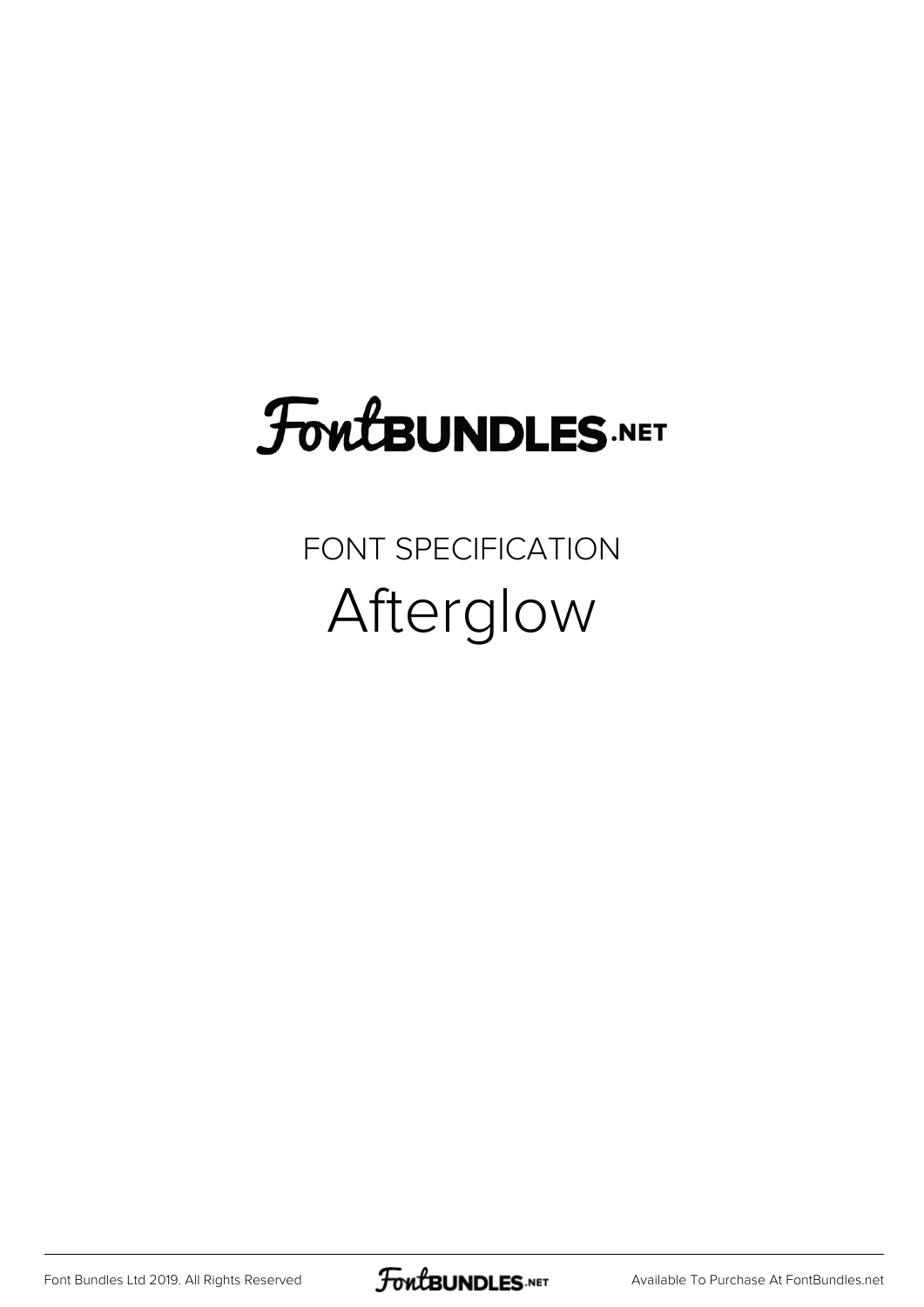# FontBUNDLES.NET

FONT SPECIFICATION

## Afterglow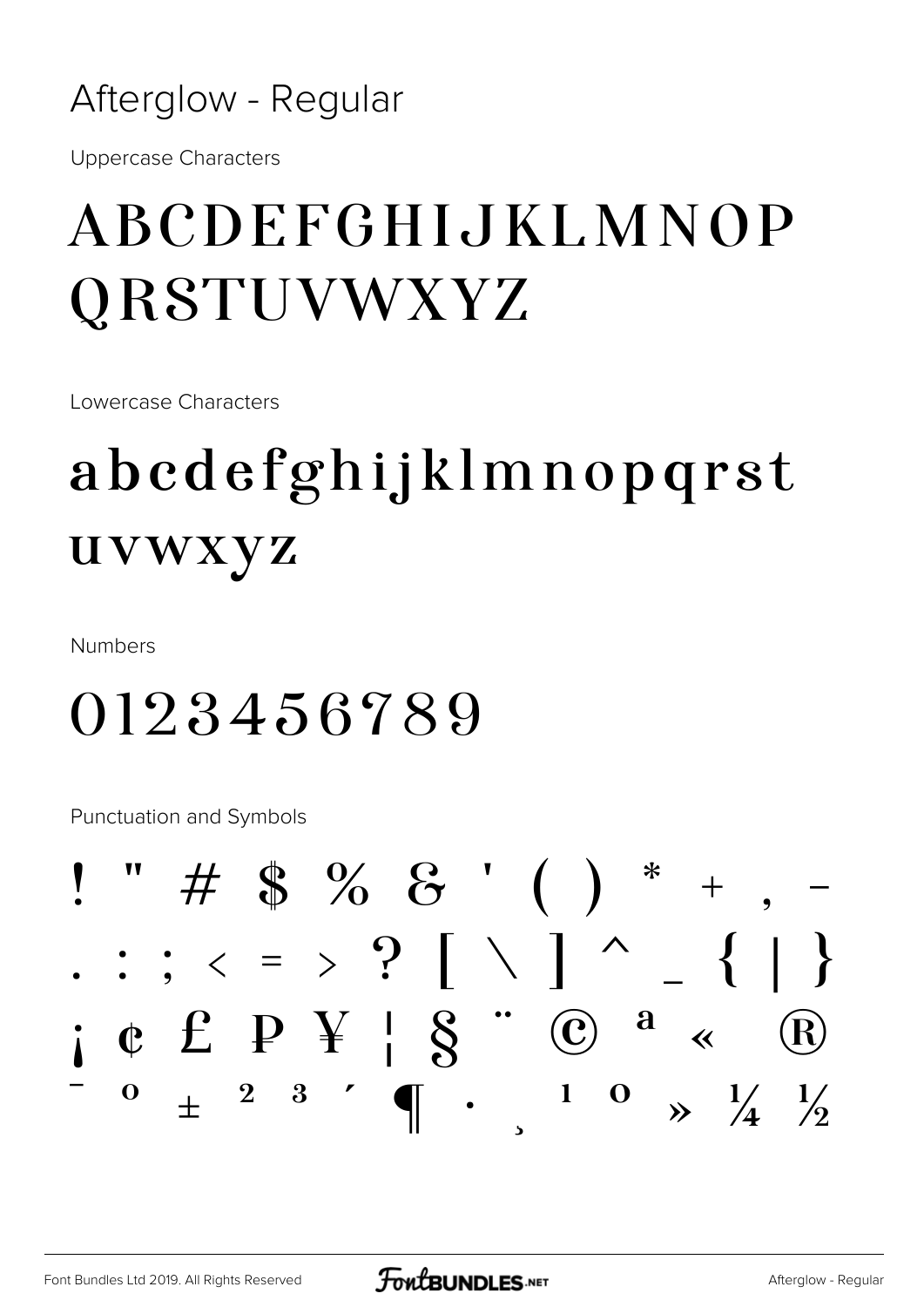# Afterglow - Regular

Uppercase Characters

ABCDEFGHIJKLMNOP
QRSTUVWXYZ

Lowercase Characters

abcdefghijklmnopqrst
uvwxyz

Numbers

0123456789

Punctuation and Symbols

! " # $ % & ' ( ) * + , -
. : ; < = > ? [ \ ] ^ _ { | }
¡ ¢ £ ₽ ¥ ¦ § ¨ © ª « ®
¯ ° ± ² ³ ´ ¶ · ¸ ¹ º » ¼ ½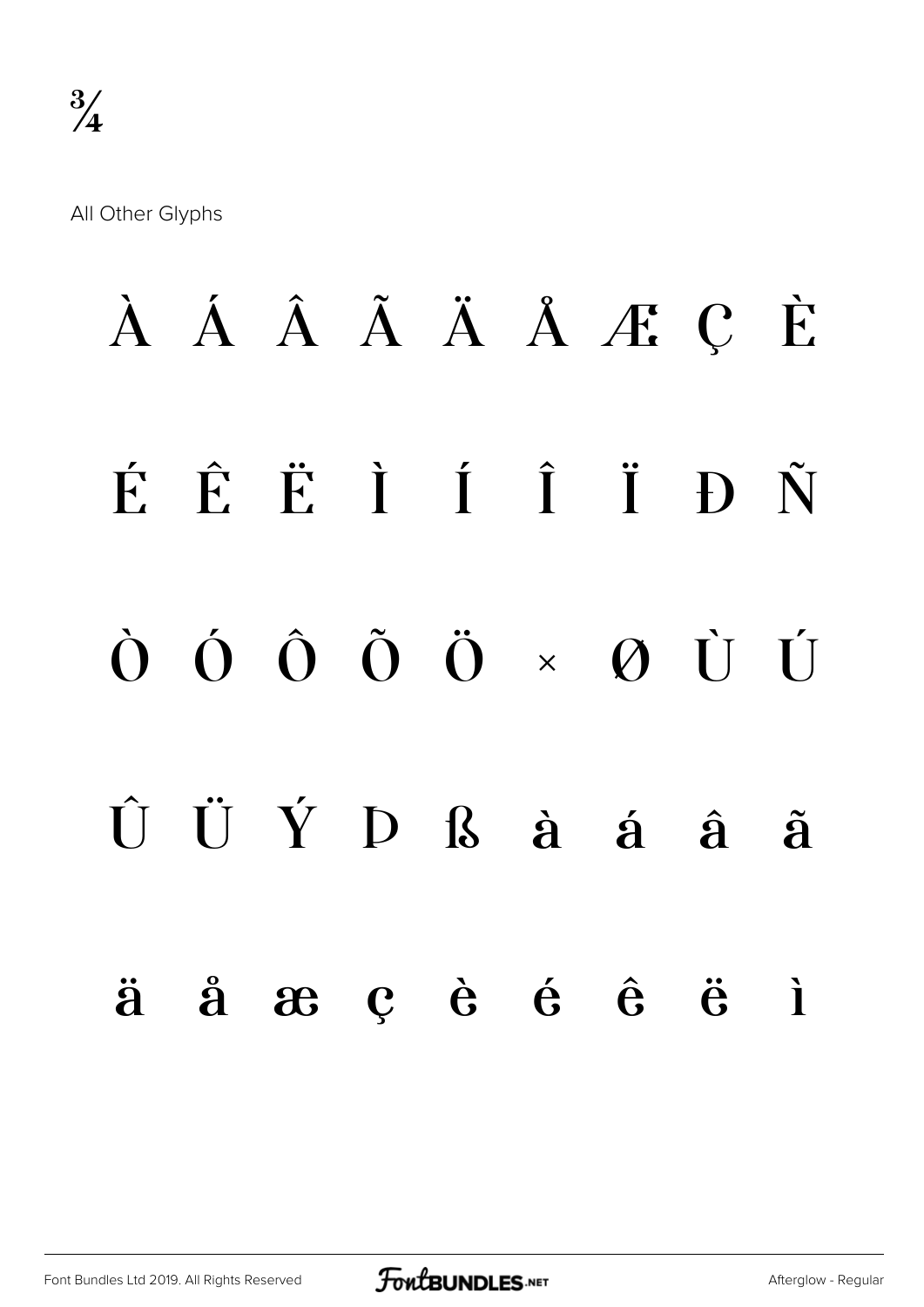¾

All Other Glyphs

À Á Â Ã Ä Å Æ Ç È

É Ê Ë Ì Í Î Ï Ð Ñ

Ò Ó Ô Õ Ö × Ø Ù Ú

Û Ü Ý Þ ß à á â ã

ä å æ ç è é ê ë ì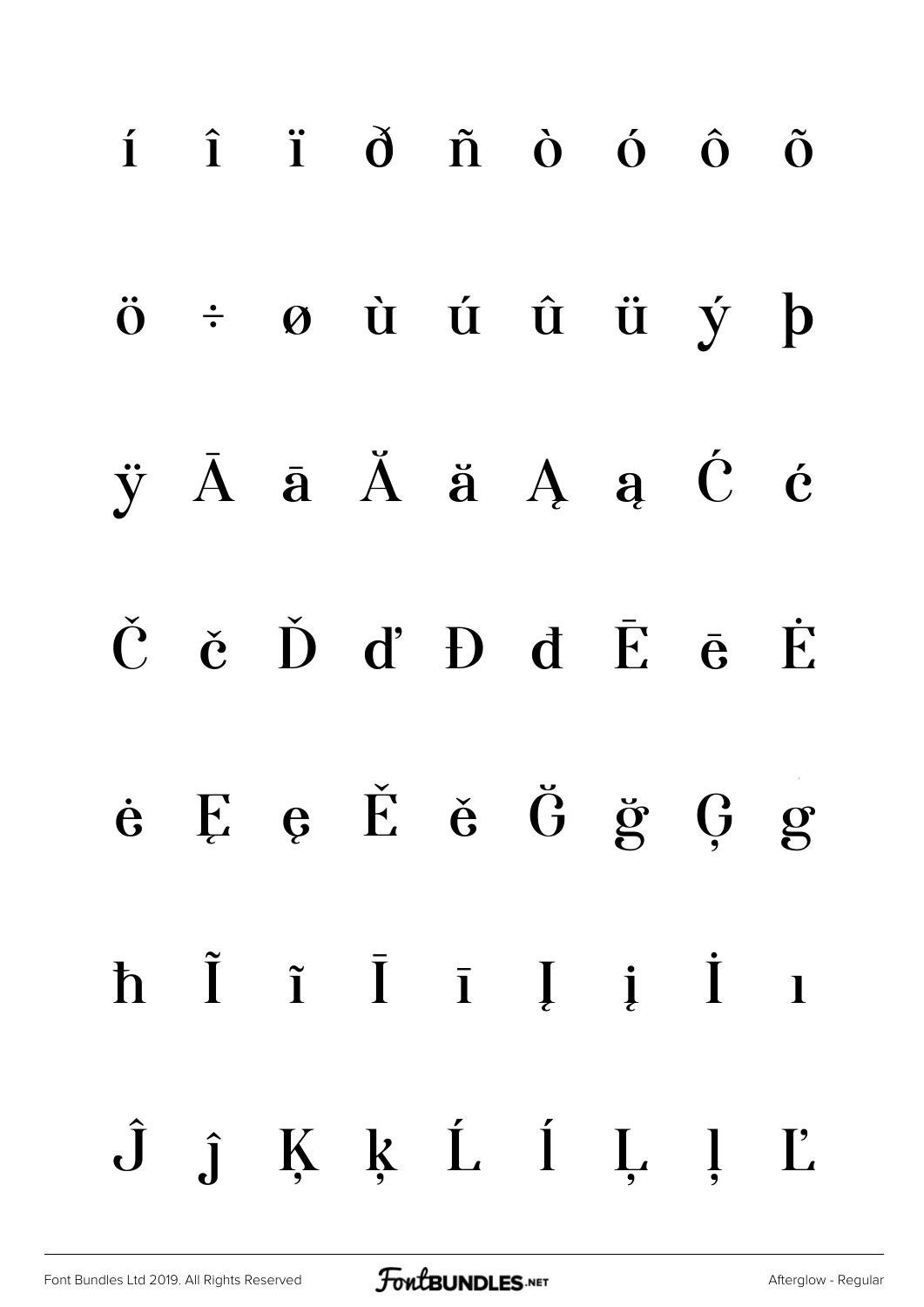í î ï ð ñ ò ó ô õ

ö ÷ ø ù ú û ü ý þ

ÿ Ā ā Ă ă Ą ą Ć ć

Č č Ď ď Đ đ Ē ē Ė

ė Ę ę Ě ě Ğ ğ Ģ ģ

ħ Ĩ ĩ Ī ī Į į İ ı

Ĵ ĵ Ķ ķ Ĺ ĺ Ļ ļ Ľ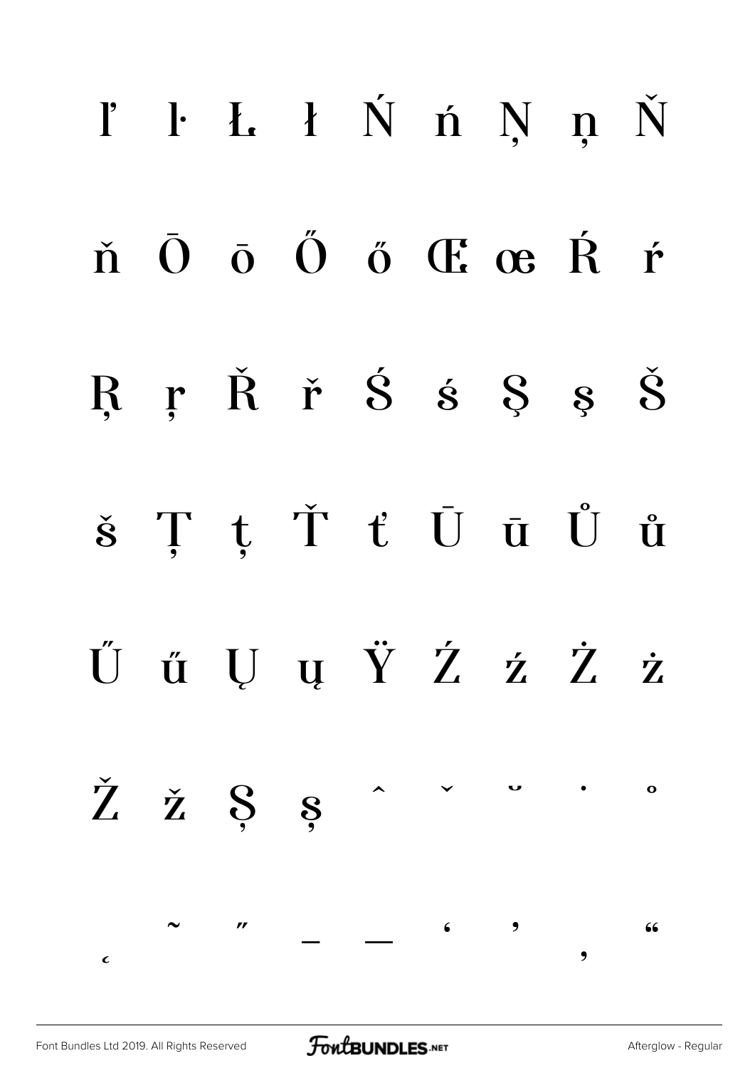ľ ŀ Ł ł Ń ń Ņ ņ Ň

ň Ō ō Ő ő Œ œ Ŕ ŕ

Ŗ ŗ Ř ř Ś ś Ş ş Š

š Ţ ţ Ť ť Ū ū Ů ů

Ű ű Ų ų Ÿ Ź ź Ż ż

Ž ž Ș ș ˆ ˇ ˘ ˙ ˚

˛ ˜ ˝ – — ‘ ’ ‚ “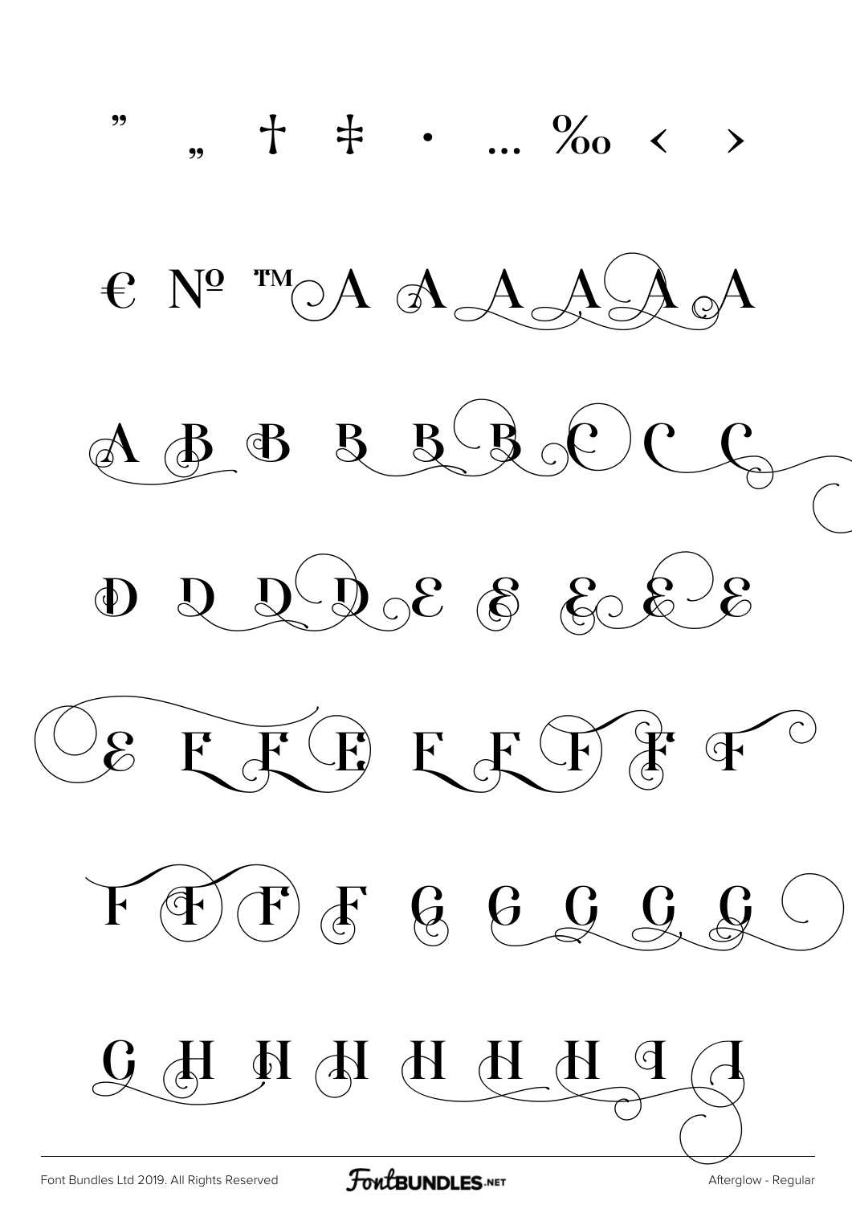” „ † ‡ · … ‰ ‹ ›

€ № ™ A A A A A A

A B B B B B C C C

D D D D E E E E E

E F F F F F F F F

F F F F G G G G G

G H H H H H H I I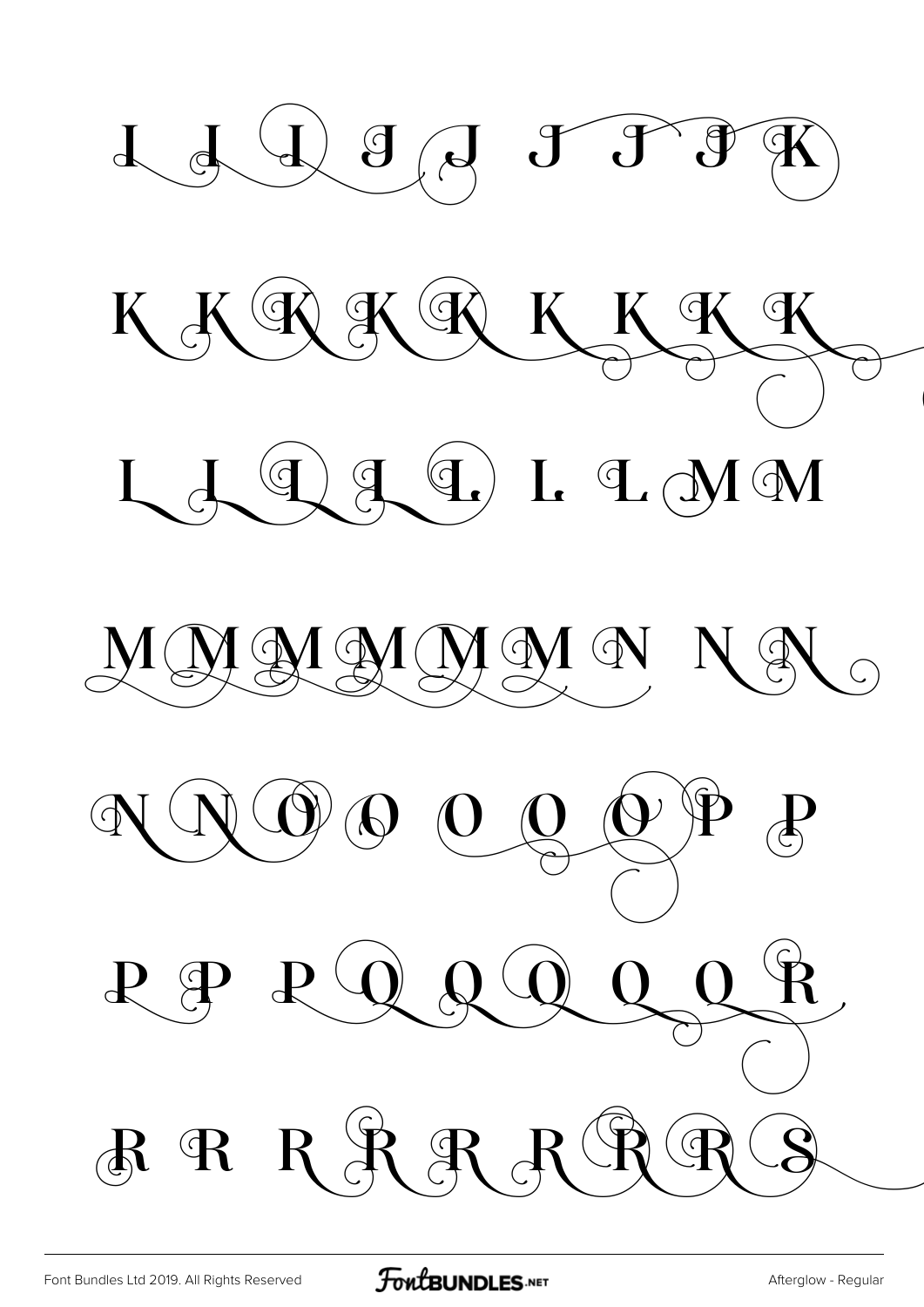I I I J J J J J K

K K K K K K K K K

L L L L L L L M M

M M M M M M N N N

N N O O O O O P P

P P P Q Q Q Q Q R

R R R R R R R R S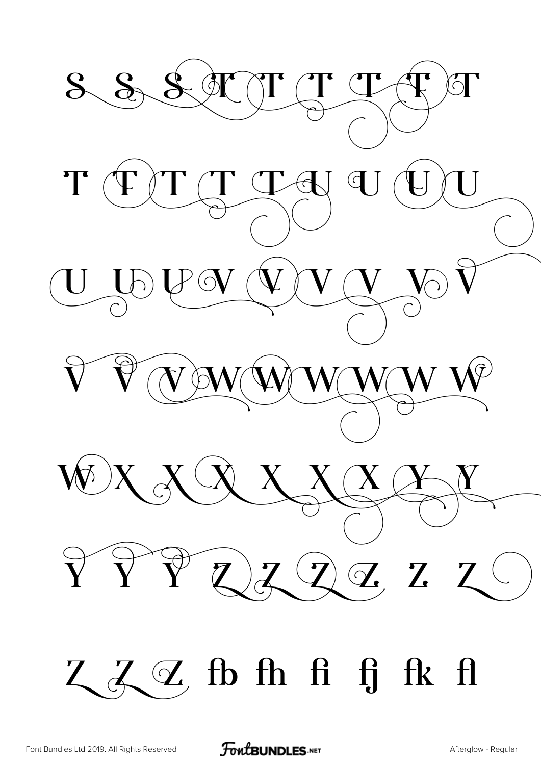S S S T T T T T T

T T T T T U U U U

U U U V V V V V V

V V V W W W W W W

W X X X X X X Y Y

Y Y Y Z Z Z Z Z Z

Z Z Z fb fh fi fj fk fl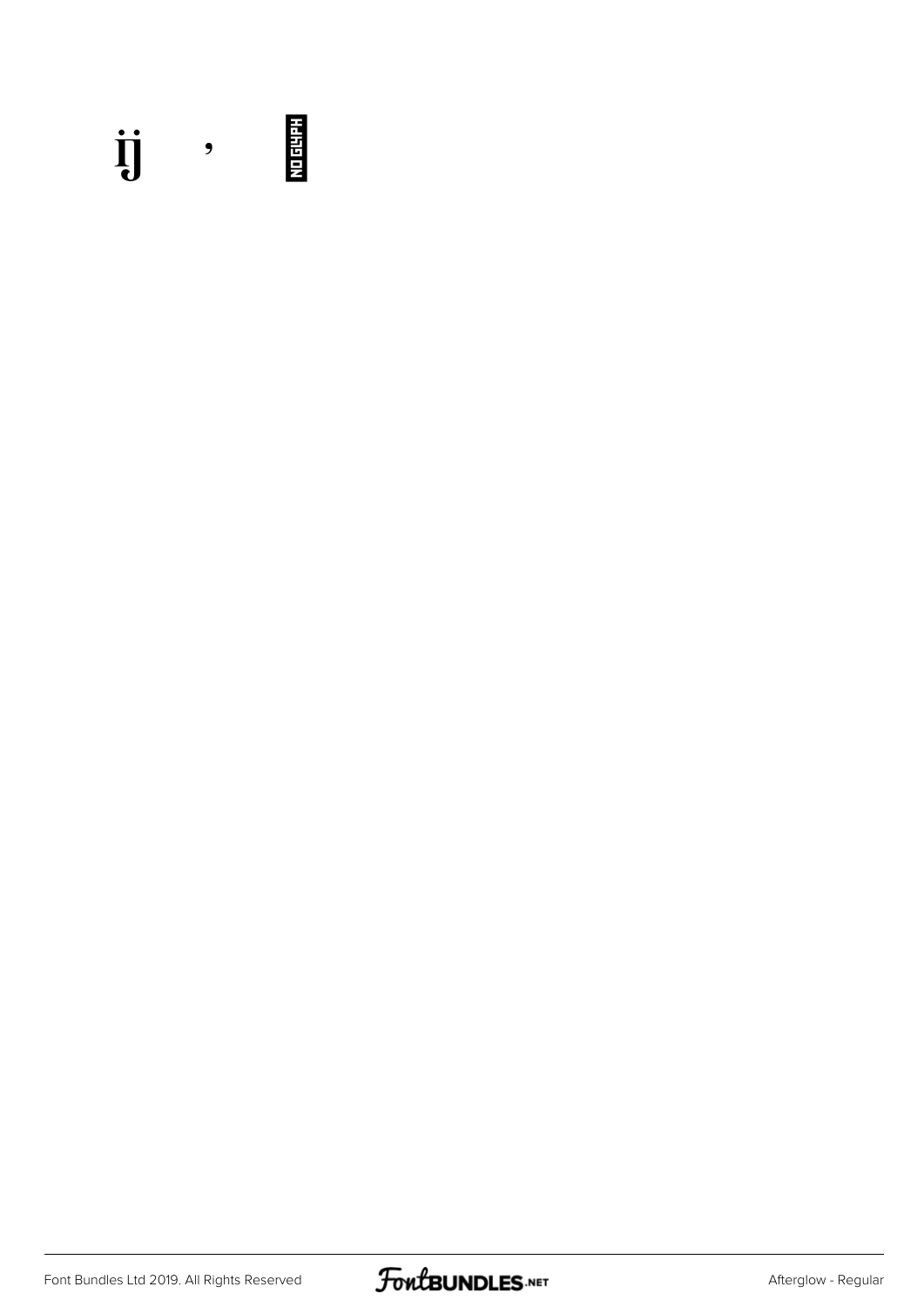ĳ ‚ NO GLYPH